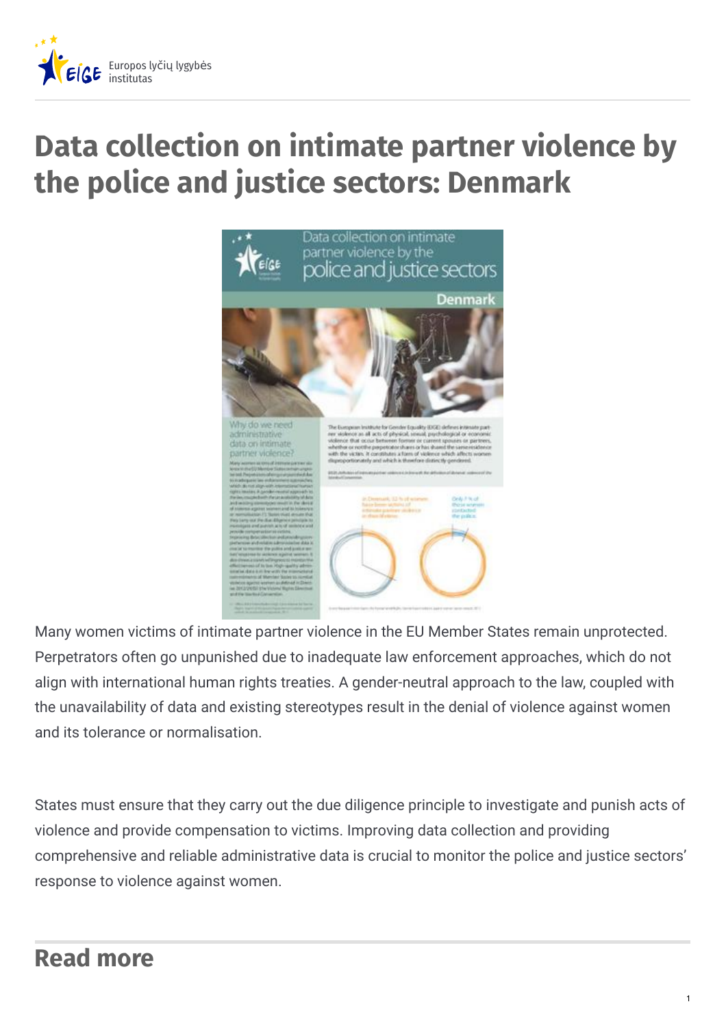Europos lyčių lygybės institutas

# Data collection on intimate partner violence by the police and justice sectors: Denmark

Many women victims of intimate partner violence in the EU Member States remain unprotected. Perpetrators often go unpunished due to inadequate law enforcement approaches, which do not align with international human rights treaties. A gender-neutral approach to the law, coupled with the unavailability of data and existing stereotypes result in the denial of violence against women and its tolerance or normalisation.

States must ensure that they carry out the due diligence principle to investigate and punish acts of violence and provide compensation to victims. Improving data collection and providing comprehensive and reliable administrative data is crucial to monitor the police and justice sectors' response to violence against women.

## Read more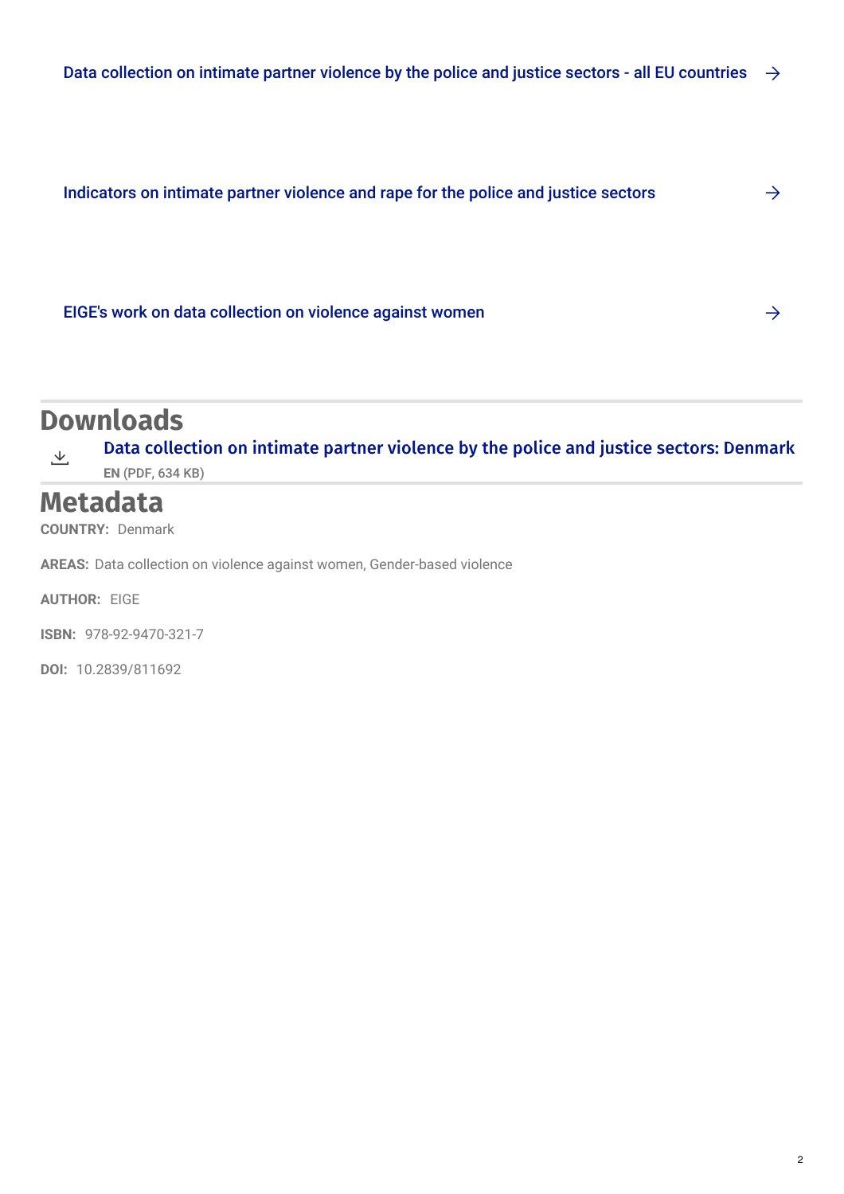Data collection on intimate partner violence by the police and justice sectors - all EU countries →

Indicators on intimate partner violence and rape for the police and justice sectors →

EIGE's work on data collection on violence against women →

## Downloads

Data collection on intimate partner violence by the police and justice sectors: Denmark

EN (PDF, 634 KB)

## Metadata

**COUNTRY:** Denmark

**AREAS:** Data collection on violence against women, Gender-based violence

**AUTHOR:** EIGE

**ISBN:** 978-92-9470-321-7

**DOI:** 10.2839/811692